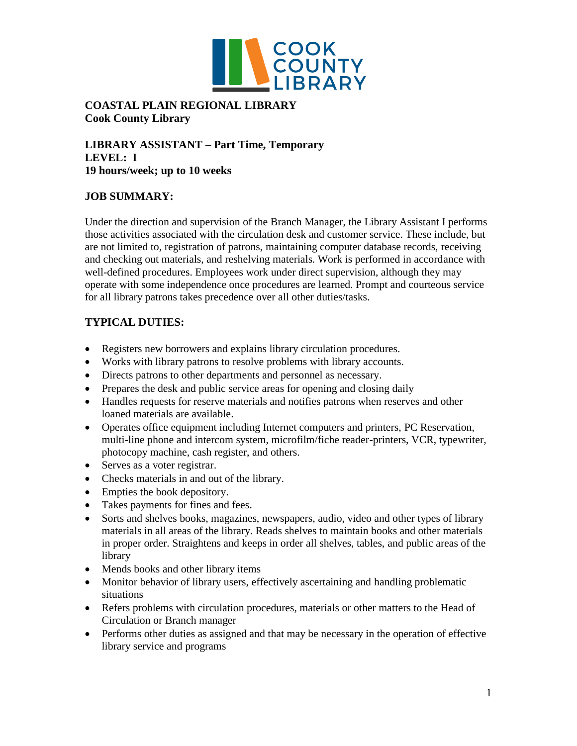**COASTAL PLAIN REGIONAL LIBRARY**
**Cook County Library**

**LIBRARY ASSISTANT – Part Time, Temporary**
**LEVEL: I**
**19 hours/week; up to 10 weeks**

## JOB SUMMARY:

Under the direction and supervision of the Branch Manager, the Library Assistant I performs those activities associated with the circulation desk and customer service. These include, but are not limited to, registration of patrons, maintaining computer database records, receiving and checking out materials, and reshelving materials. Work is performed in accordance with well-defined procedures. Employees work under direct supervision, although they may operate with some independence once procedures are learned. Prompt and courteous service for all library patrons takes precedence over all other duties/tasks.

## TYPICAL DUTIES:

- Registers new borrowers and explains library circulation procedures.
- Works with library patrons to resolve problems with library accounts.
- Directs patrons to other departments and personnel as necessary.
- Prepares the desk and public service areas for opening and closing daily
- Handles requests for reserve materials and notifies patrons when reserves and other loaned materials are available.
- Operates office equipment including Internet computers and printers, PC Reservation, multi-line phone and intercom system, microfilm/fiche reader-printers, VCR, typewriter, photocopy machine, cash register, and others.
- Serves as a voter registrar.
- Checks materials in and out of the library.
- Empties the book depository.
- Takes payments for fines and fees.
- Sorts and shelves books, magazines, newspapers, audio, video and other types of library materials in all areas of the library. Reads shelves to maintain books and other materials in proper order. Straightens and keeps in order all shelves, tables, and public areas of the library
- Mends books and other library items
- Monitor behavior of library users, effectively ascertaining and handling problematic situations
- Refers problems with circulation procedures, materials or other matters to the Head of Circulation or Branch manager
- Performs other duties as assigned and that may be necessary in the operation of effective library service and programs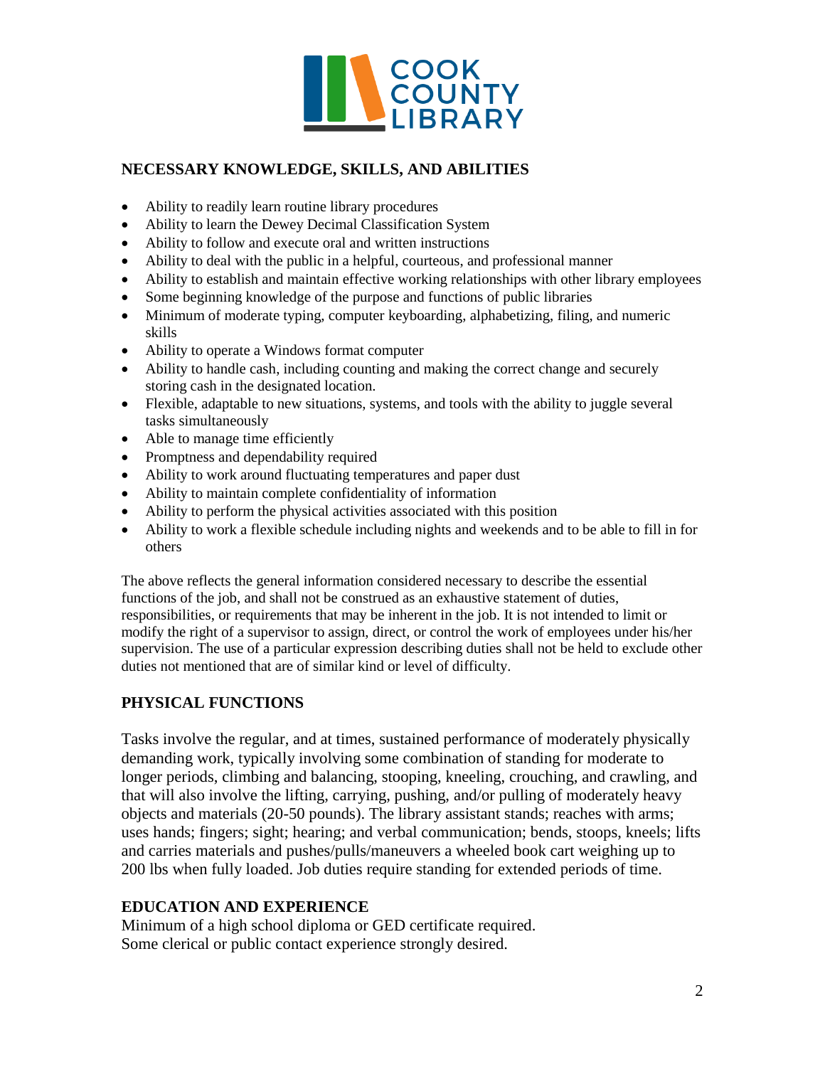## NECESSARY KNOWLEDGE, SKILLS, AND ABILITIES

- Ability to readily learn routine library procedures
- Ability to learn the Dewey Decimal Classification System
- Ability to follow and execute oral and written instructions
- Ability to deal with the public in a helpful, courteous, and professional manner
- Ability to establish and maintain effective working relationships with other library employees
- Some beginning knowledge of the purpose and functions of public libraries
- Minimum of moderate typing, computer keyboarding, alphabetizing, filing, and numeric skills
- Ability to operate a Windows format computer
- Ability to handle cash, including counting and making the correct change and securely storing cash in the designated location.
- Flexible, adaptable to new situations, systems, and tools with the ability to juggle several tasks simultaneously
- Able to manage time efficiently
- Promptness and dependability required
- Ability to work around fluctuating temperatures and paper dust
- Ability to maintain complete confidentiality of information
- Ability to perform the physical activities associated with this position
- Ability to work a flexible schedule including nights and weekends and to be able to fill in for others

The above reflects the general information considered necessary to describe the essential functions of the job, and shall not be construed as an exhaustive statement of duties, responsibilities, or requirements that may be inherent in the job. It is not intended to limit or modify the right of a supervisor to assign, direct, or control the work of employees under his/her supervision. The use of a particular expression describing duties shall not be held to exclude other duties not mentioned that are of similar kind or level of difficulty.

## PHYSICAL FUNCTIONS

Tasks involve the regular, and at times, sustained performance of moderately physically demanding work, typically involving some combination of standing for moderate to longer periods, climbing and balancing, stooping, kneeling, crouching, and crawling, and that will also involve the lifting, carrying, pushing, and/or pulling of moderately heavy objects and materials (20-50 pounds). The library assistant stands; reaches with arms; uses hands; fingers; sight; hearing; and verbal communication; bends, stoops, kneels; lifts and carries materials and pushes/pulls/maneuvers a wheeled book cart weighing up to 200 lbs when fully loaded. Job duties require standing for extended periods of time.

## EDUCATION AND EXPERIENCE

Minimum of a high school diploma or GED certificate required.
Some clerical or public contact experience strongly desired.